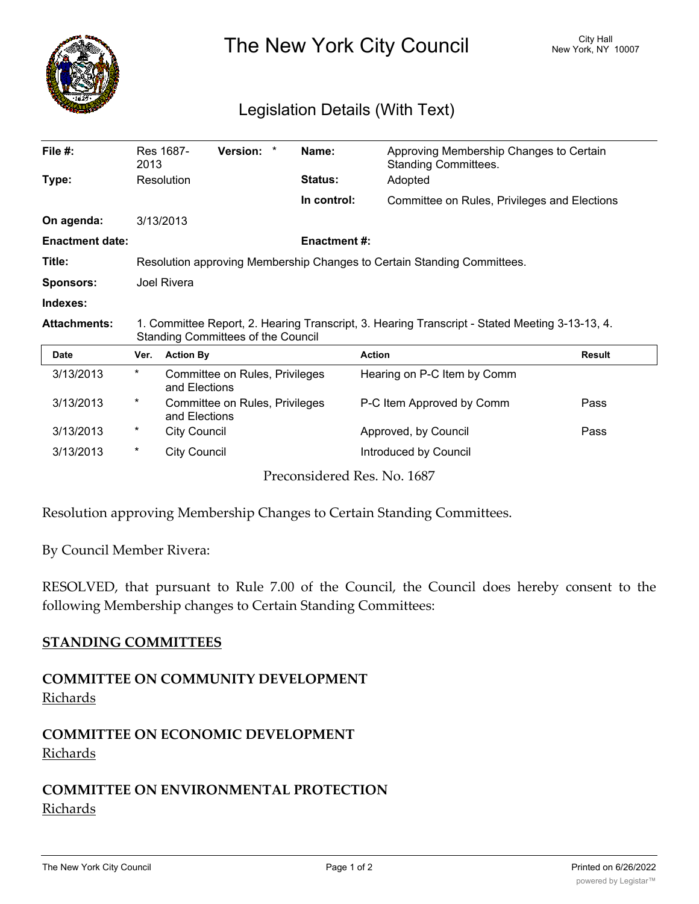# The New York City Council

City Hall
New York, NY 10007

## Legislation Details (With Text)

| | | | |
|---|---|---|---|
| **File #:** | Res 1687-2013 **Version:** * | **Name:** | Approving Membership Changes to Certain Standing Committees. |
| **Type:** | Resolution | **Status:** | Adopted |
| | | **In control:** | Committee on Rules, Privileges and Elections |
| **On agenda:** | 3/13/2013 | | |
| **Enactment date:** | | **Enactment #:** | |
| **Title:** | Resolution approving Membership Changes to Certain Standing Committees. | | |
| **Sponsors:** | Joel Rivera | | |
| **Indexes:** | | | |
| **Attachments:** | 1. Committee Report, 2. Hearing Transcript, 3. Hearing Transcript - Stated Meeting 3-13-13, 4. Standing Committees of the Council | | |

| Date | Ver. | Action By | Action | Result |
|---|---|---|---|---|
| 3/13/2013 | * | Committee on Rules, Privileges and Elections | Hearing on P-C Item by Comm | |
| 3/13/2013 | * | Committee on Rules, Privileges and Elections | P-C Item Approved by Comm | Pass |
| 3/13/2013 | * | City Council | Approved, by Council | Pass |
| 3/13/2013 | * | City Council | Introduced by Council | |

Preconsidered Res. No. 1687

Resolution approving Membership Changes to Certain Standing Committees.

By Council Member Rivera:

RESOLVED, that pursuant to Rule 7.00 of the Council, the Council does hereby consent to the following Membership changes to Certain Standing Committees:

**STANDING COMMITTEES**

**COMMITTEE ON COMMUNITY DEVELOPMENT**
Richards

**COMMITTEE ON ECONOMIC DEVELOPMENT**
Richards

**COMMITTEE ON ENVIRONMENTAL PROTECTION**
Richards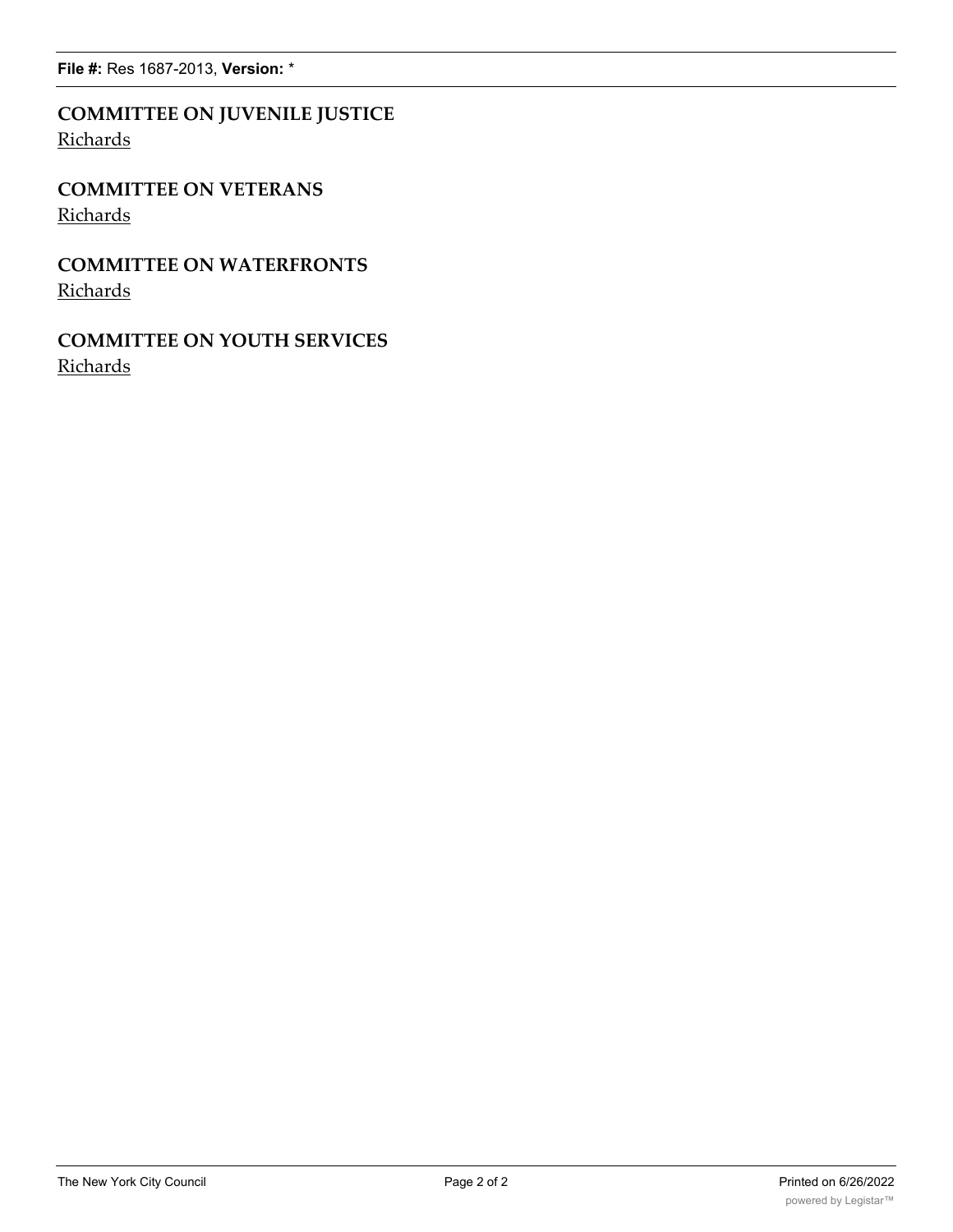**COMMITTEE ON JUVENILE JUSTICE**
Richards

**COMMITTEE ON VETERANS**
Richards

**COMMITTEE ON WATERFRONTS**
Richards

**COMMITTEE ON YOUTH SERVICES**
Richards